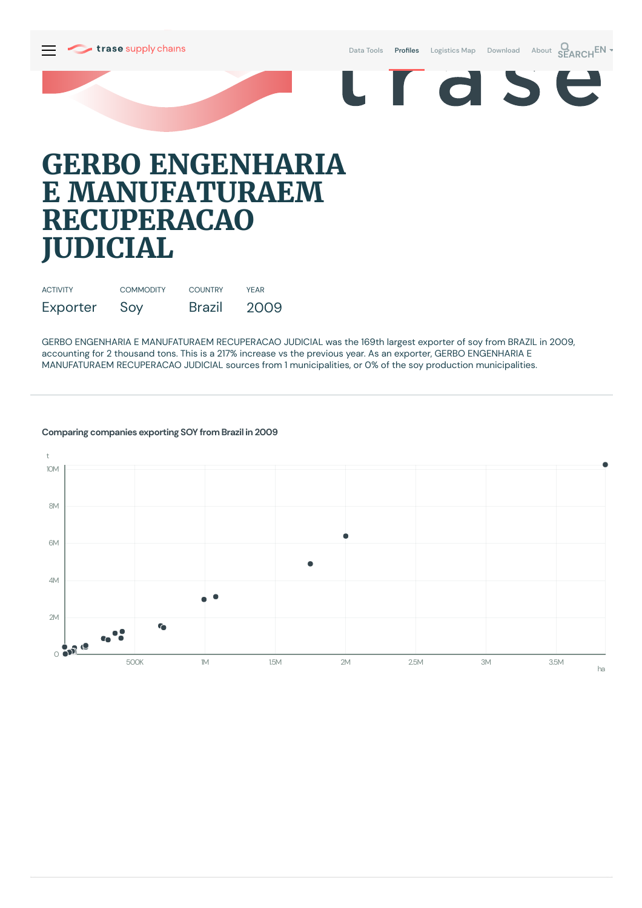trase supply chains

Data Tools Profiles Logistics Map Download About SEARCH EN

# GERBO ENGENHARIA E MANUFATURAEM RECUPERACAO JUDICIAL

ACTIVITY
Exporter

COMMODITY
Soy

COUNTRY
Brazil

YEAR
2009

GERBO ENGENHARIA E MANUFATURAEM RECUPERACAO JUDICIAL was the 169th largest exporter of soy from BRAZIL in 2009, accounting for 2 thousand tons. This is a 217% increase vs the previous year. As an exporter, GERBO ENGENHARIA E MANUFATURAEM RECUPERACAO JUDICIAL sources from 1 municipalities, or 0% of the soy production municipalities.

**Comparing companies exporting SOY from Brazil in 2009**

t

10M

8M

6M

4M

2M

0

500K

1M

1.5M

2M

2.5M

3M

3.5M

ha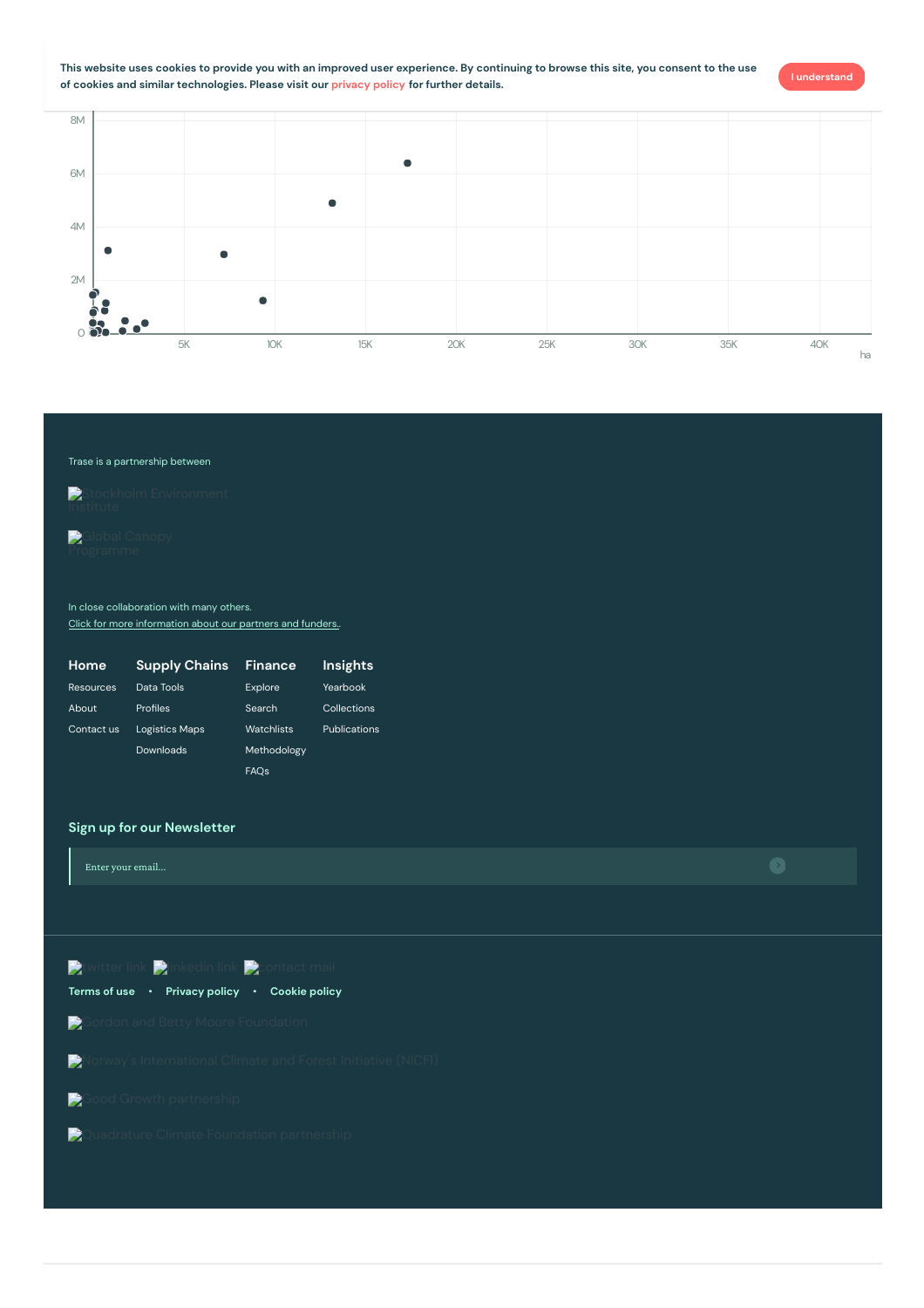This website uses cookies to provide you with an improved user experience. By continuing to browse this site, you consent to the use of cookies and similar technologies. Please visit our privacy policy for further details.

I understand

8M
6M
4M
2M
0
5K
10K
15K
20K
25K
30K
35K
40K
ha

Trase is a partnership between

Stockholm Environment Institute

Global Canopy Programme

In close collaboration with many others.
Click for more information about our partners and funders.

**Home**
Resources
About
Contact us

**Supply Chains**
Data Tools
Profiles
Logistics Maps
Downloads

**Finance**
Explore
Search
Watchlists
Methodology
FAQs

**Insights**
Yearbook
Collections
Publications

## Sign up for our Newsletter

Enter your email...

twitter link linkedin link contact mail

Terms of use • Privacy policy • Cookie policy

Gordon and Betty Moore Foundation

Norway's International Climate and Forest Initiative (NICFI)

Good Growth partnership

Quadrature Climate Foundation partnership